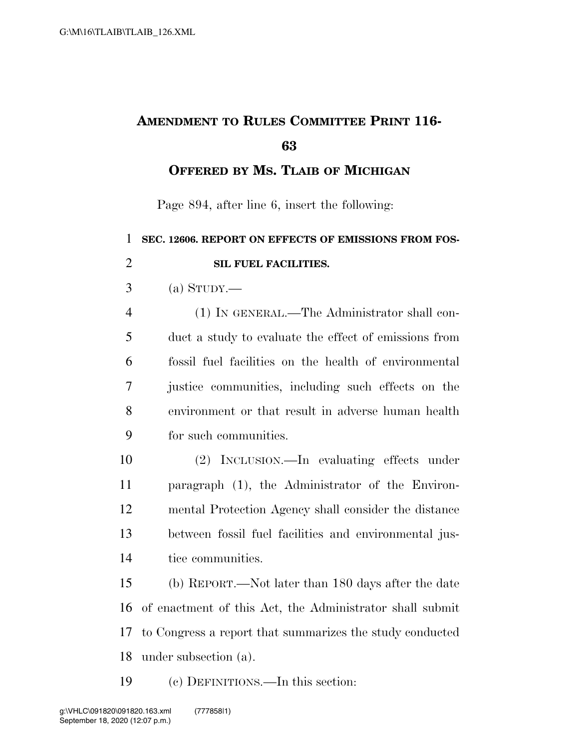# Amendment to Rules Committee Print 116-63

## Offered by Ms. Tlaib of Michigan

Page 894, after line 6, insert the following:

**SEC. 12606. REPORT ON EFFECTS OF EMISSIONS FROM FOSSIL FUEL FACILITIES.**

(a) STUDY.—

(1) IN GENERAL.—The Administrator shall conduct a study to evaluate the effect of emissions from fossil fuel facilities on the health of environmental justice communities, including such effects on the environment or that result in adverse human health for such communities.

(2) INCLUSION.—In evaluating effects under paragraph (1), the Administrator of the Environmental Protection Agency shall consider the distance between fossil fuel facilities and environmental justice communities.

(b) REPORT.—Not later than 180 days after the date of enactment of this Act, the Administrator shall submit to Congress a report that summarizes the study conducted under subsection (a).

(c) DEFINITIONS.—In this section: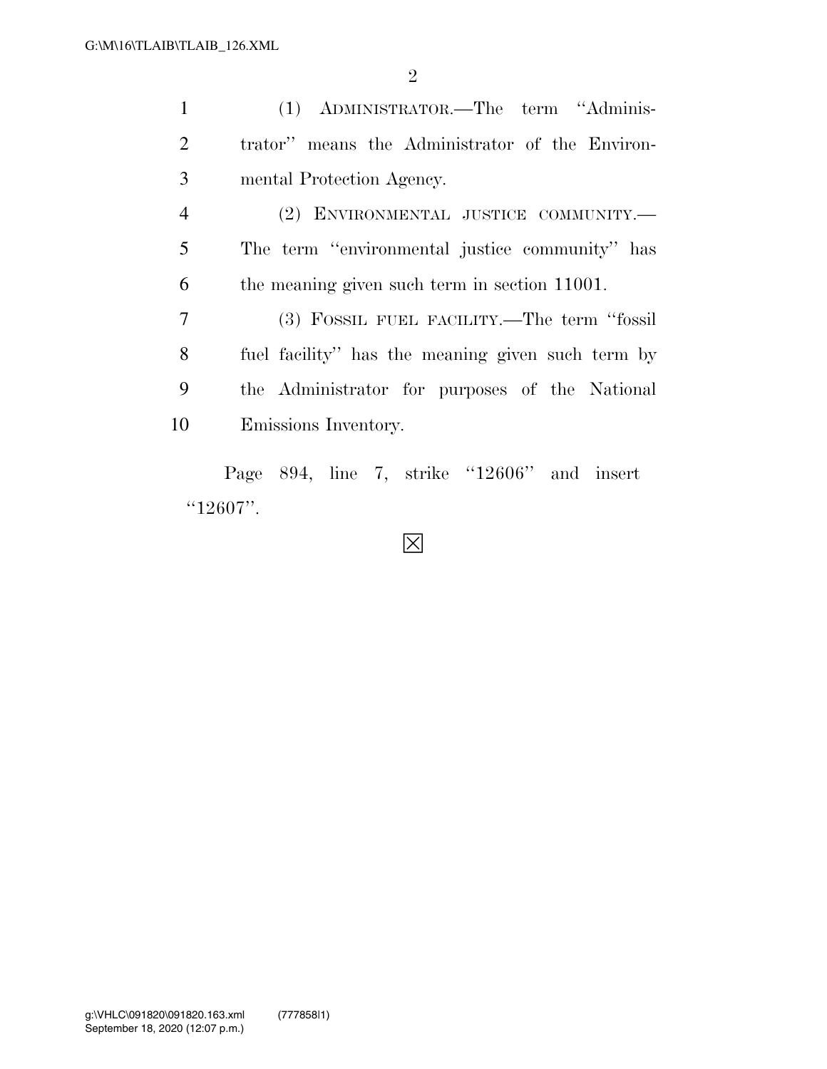(1) ADMINISTRATOR.—The term "Administrator" means the Administrator of the Environmental Protection Agency.

(2) ENVIRONMENTAL JUSTICE COMMUNITY.—The term "environmental justice community" has the meaning given such term in section 11001.

(3) FOSSIL FUEL FACILITY.—The term "fossil fuel facility" has the meaning given such term by the Administrator for purposes of the National Emissions Inventory.

Page 894, line 7, strike "12606" and insert "12607".

☒